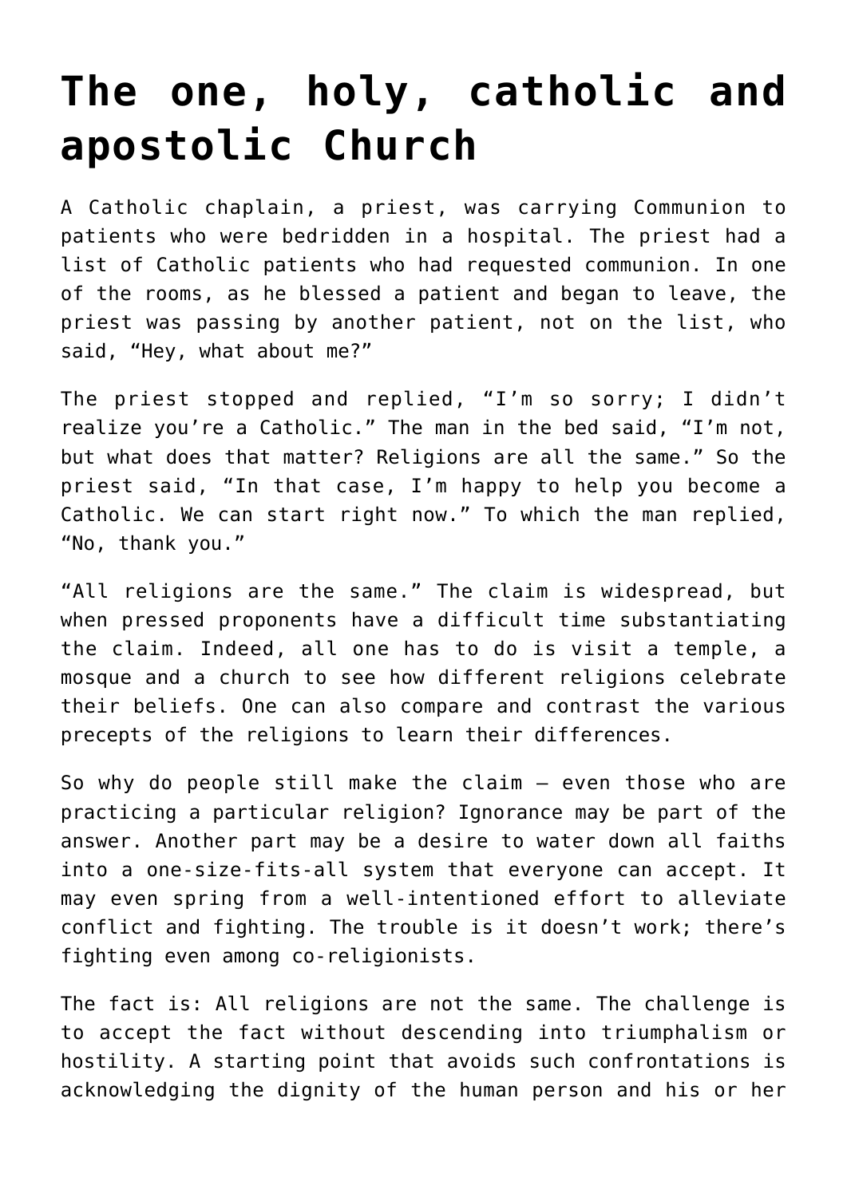# The one, holy, catholic and apostolic Church

A Catholic chaplain, a priest, was carrying Communion to patients who were bedridden in a hospital. The priest had a list of Catholic patients who had requested communion. In one of the rooms, as he blessed a patient and began to leave, the priest was passing by another patient, not on the list, who said, “Hey, what about me?”

The priest stopped and replied, “I’m so sorry; I didn’t realize you’re a Catholic.” The man in the bed said, “I’m not, but what does that matter? Religions are all the same.” So the priest said, “In that case, I’m happy to help you become a Catholic. We can start right now.” To which the man replied, “No, thank you.”

“All religions are the same.” The claim is widespread, but when pressed proponents have a difficult time substantiating the claim. Indeed, all one has to do is visit a temple, a mosque and a church to see how different religions celebrate their beliefs. One can also compare and contrast the various precepts of the religions to learn their differences.

So why do people still make the claim – even those who are practicing a particular religion? Ignorance may be part of the answer. Another part may be a desire to water down all faiths into a one-size-fits-all system that everyone can accept. It may even spring from a well-intentioned effort to alleviate conflict and fighting. The trouble is it doesn’t work; there’s fighting even among co-religionists.

The fact is: All religions are not the same. The challenge is to accept the fact without descending into triumphalism or hostility. A starting point that avoids such confrontations is acknowledging the dignity of the human person and his or her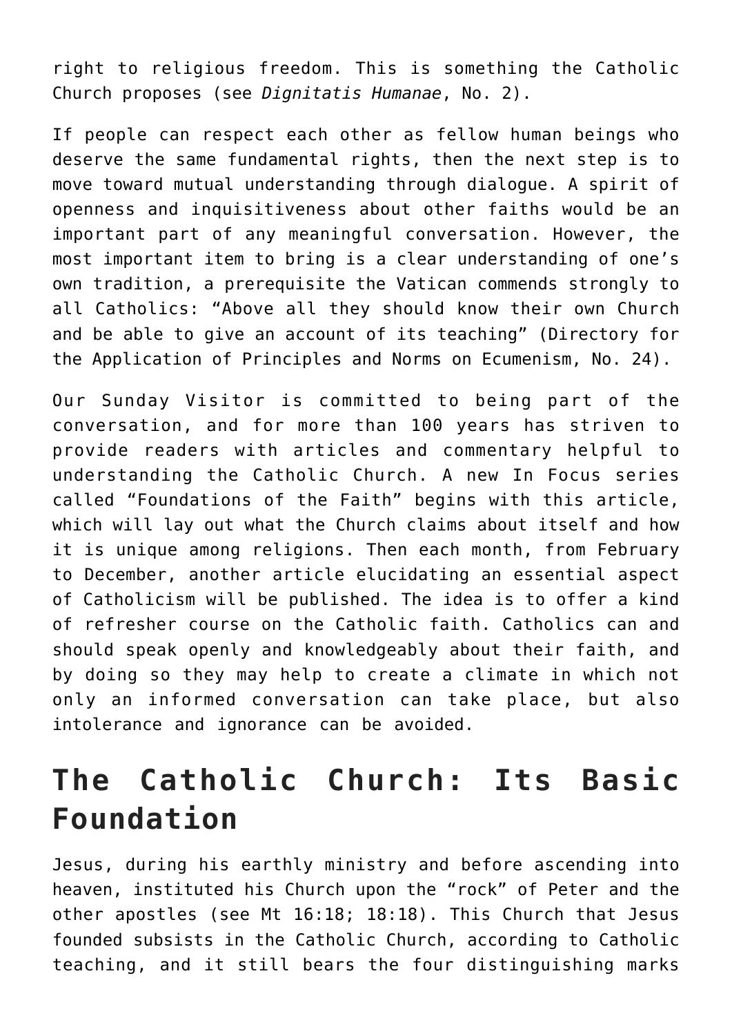right to religious freedom. This is something the Catholic Church proposes (see *Dignitatis Humanae*, No. 2).

If people can respect each other as fellow human beings who deserve the same fundamental rights, then the next step is to move toward mutual understanding through dialogue. A spirit of openness and inquisitiveness about other faiths would be an important part of any meaningful conversation. However, the most important item to bring is a clear understanding of one's own tradition, a prerequisite the Vatican commends strongly to all Catholics: "Above all they should know their own Church and be able to give an account of its teaching" (Directory for the Application of Principles and Norms on Ecumenism, No. 24).

Our Sunday Visitor is committed to being part of the conversation, and for more than 100 years has striven to provide readers with articles and commentary helpful to understanding the Catholic Church. A new In Focus series called "Foundations of the Faith" begins with this article, which will lay out what the Church claims about itself and how it is unique among religions. Then each month, from February to December, another article elucidating an essential aspect of Catholicism will be published. The idea is to offer a kind of refresher course on the Catholic faith. Catholics can and should speak openly and knowledgeably about their faith, and by doing so they may help to create a climate in which not only an informed conversation can take place, but also intolerance and ignorance can be avoided.

## The Catholic Church: Its Basic Foundation

Jesus, during his earthly ministry and before ascending into heaven, instituted his Church upon the "rock" of Peter and the other apostles (see Mt 16:18; 18:18). This Church that Jesus founded subsists in the Catholic Church, according to Catholic teaching, and it still bears the four distinguishing marks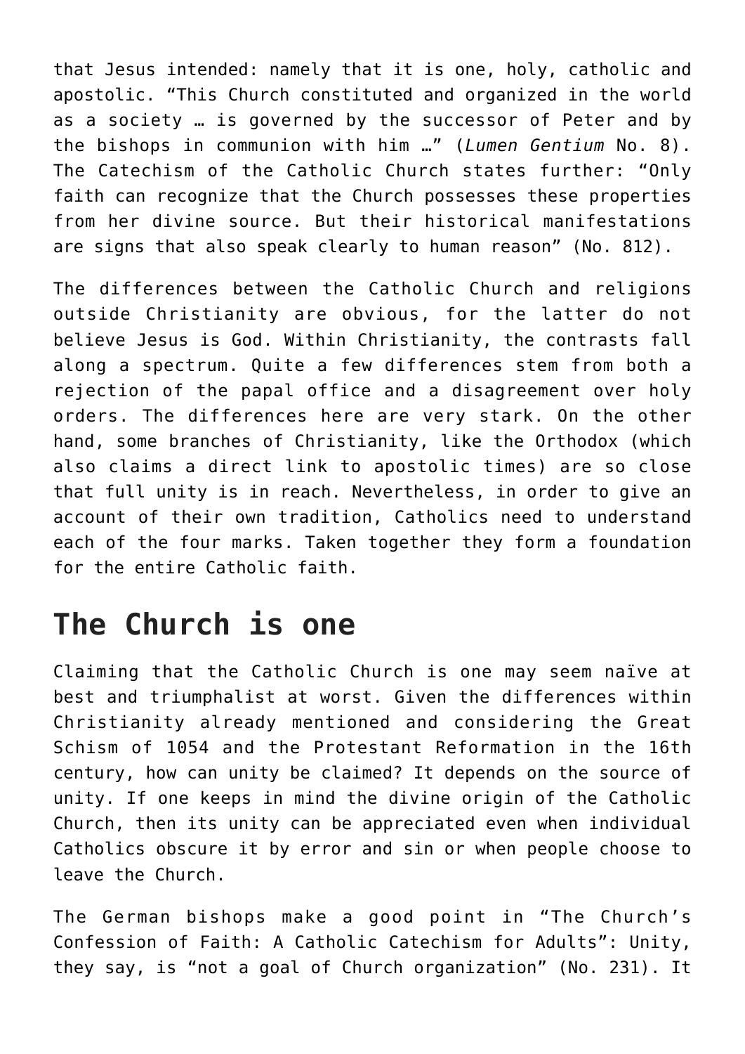that Jesus intended: namely that it is one, holy, catholic and apostolic. “This Church constituted and organized in the world as a society … is governed by the successor of Peter and by the bishops in communion with him …” (*Lumen Gentium* No. 8). The Catechism of the Catholic Church states further: “Only faith can recognize that the Church possesses these properties from her divine source. But their historical manifestations are signs that also speak clearly to human reason” (No. 812).

The differences between the Catholic Church and religions outside Christianity are obvious, for the latter do not believe Jesus is God. Within Christianity, the contrasts fall along a spectrum. Quite a few differences stem from both a rejection of the papal office and a disagreement over holy orders. The differences here are very stark. On the other hand, some branches of Christianity, like the Orthodox (which also claims a direct link to apostolic times) are so close that full unity is in reach. Nevertheless, in order to give an account of their own tradition, Catholics need to understand each of the four marks. Taken together they form a foundation for the entire Catholic faith.

## The Church is one

Claiming that the Catholic Church is one may seem naïve at best and triumphalist at worst. Given the differences within Christianity already mentioned and considering the Great Schism of 1054 and the Protestant Reformation in the 16th century, how can unity be claimed? It depends on the source of unity. If one keeps in mind the divine origin of the Catholic Church, then its unity can be appreciated even when individual Catholics obscure it by error and sin or when people choose to leave the Church.

The German bishops make a good point in “The Church’s Confession of Faith: A Catholic Catechism for Adults”: Unity, they say, is “not a goal of Church organization” (No. 231). It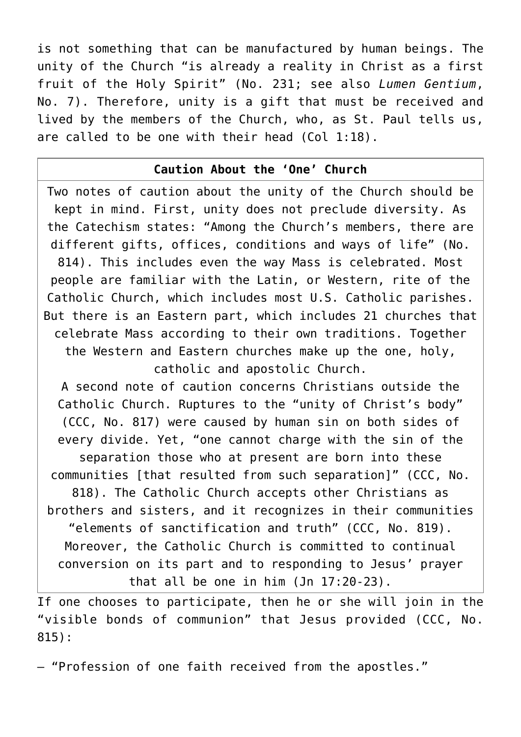is not something that can be manufactured by human beings. The unity of the Church "is already a reality in Christ as a first fruit of the Holy Spirit" (No. 231; see also *Lumen Gentium*, No. 7). Therefore, unity is a gift that must be received and lived by the members of the Church, who, as St. Paul tells us, are called to be one with their head (Col 1:18).

| **Caution About the 'One' Church** |
| --- |
| Two notes of caution about the unity of the Church should be kept in mind. First, unity does not preclude diversity. As the Catechism states: "Among the Church's members, there are different gifts, offices, conditions and ways of life" (No. 814). This includes even the way Mass is celebrated. Most people are familiar with the Latin, or Western, rite of the Catholic Church, which includes most U.S. Catholic parishes. But there is an Eastern part, which includes 21 churches that celebrate Mass according to their own traditions. Together the Western and Eastern churches make up the one, holy, catholic and apostolic Church. A second note of caution concerns Christians outside the Catholic Church. Ruptures to the "unity of Christ's body" (CCC, No. 817) were caused by human sin on both sides of every divide. Yet, "one cannot charge with the sin of the separation those who at present are born into these communities [that resulted from such separation]" (CCC, No. 818). The Catholic Church accepts other Christians as brothers and sisters, and it recognizes in their communities "elements of sanctification and truth" (CCC, No. 819). Moreover, the Catholic Church is committed to continual conversion on its part and to responding to Jesus' prayer that all be one in him (Jn 17:20-23). |

If one chooses to participate, then he or she will join in the "visible bonds of communion" that Jesus provided (CCC, No. 815):

– "Profession of one faith received from the apostles."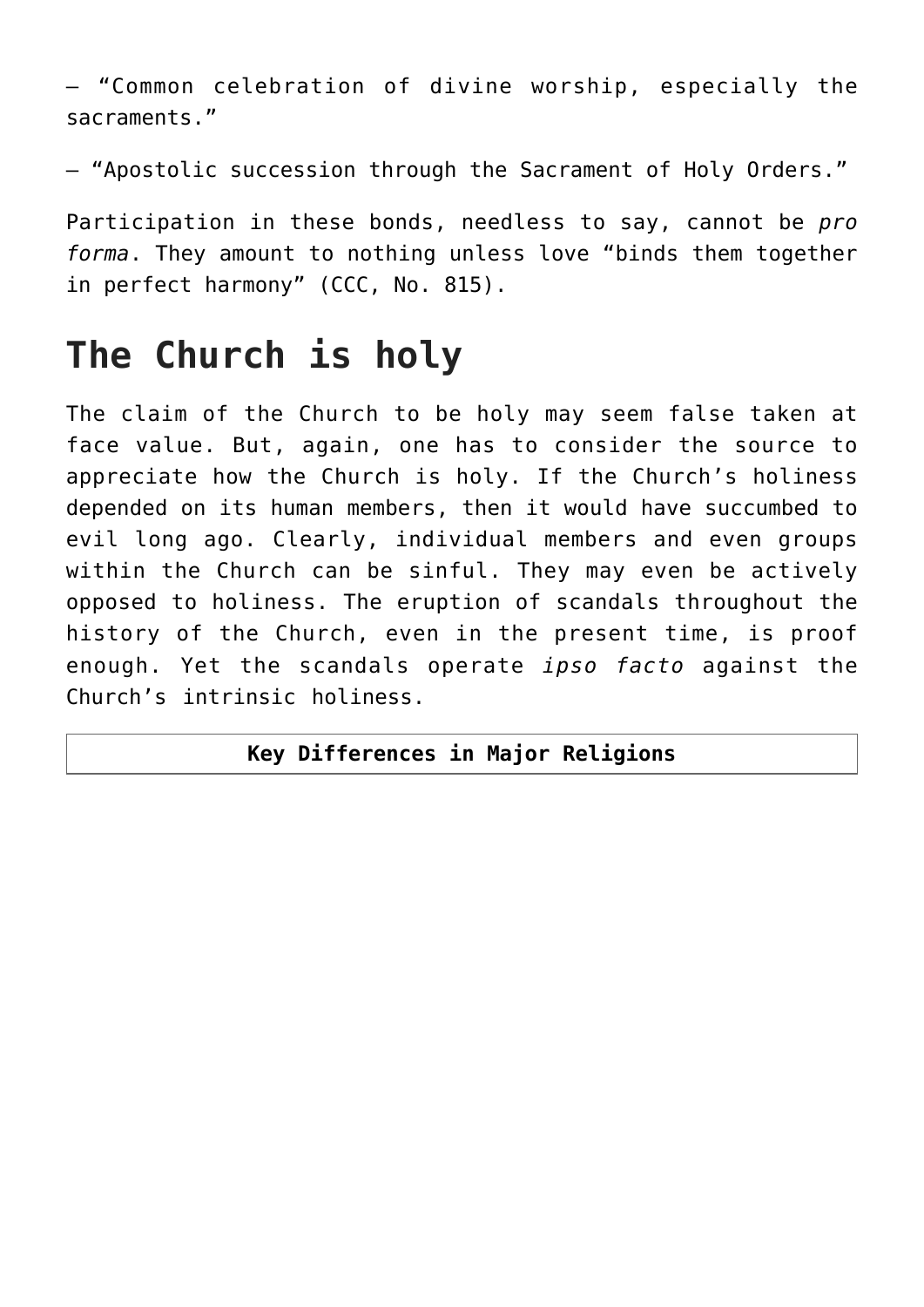– “Common celebration of divine worship, especially the sacraments.”

– “Apostolic succession through the Sacrament of Holy Orders.”

Participation in these bonds, needless to say, cannot be *pro forma*. They amount to nothing unless love “binds them together in perfect harmony” (CCC, No. 815).

## The Church is holy

The claim of the Church to be holy may seem false taken at face value. But, again, one has to consider the source to appreciate how the Church is holy. If the Church’s holiness depended on its human members, then it would have succumbed to evil long ago. Clearly, individual members and even groups within the Church can be sinful. They may even be actively opposed to holiness. The eruption of scandals throughout the history of the Church, even in the present time, is proof enough. Yet the scandals operate *ipso facto* against the Church’s intrinsic holiness.

| **Key Differences in Major Religions** |
| --- |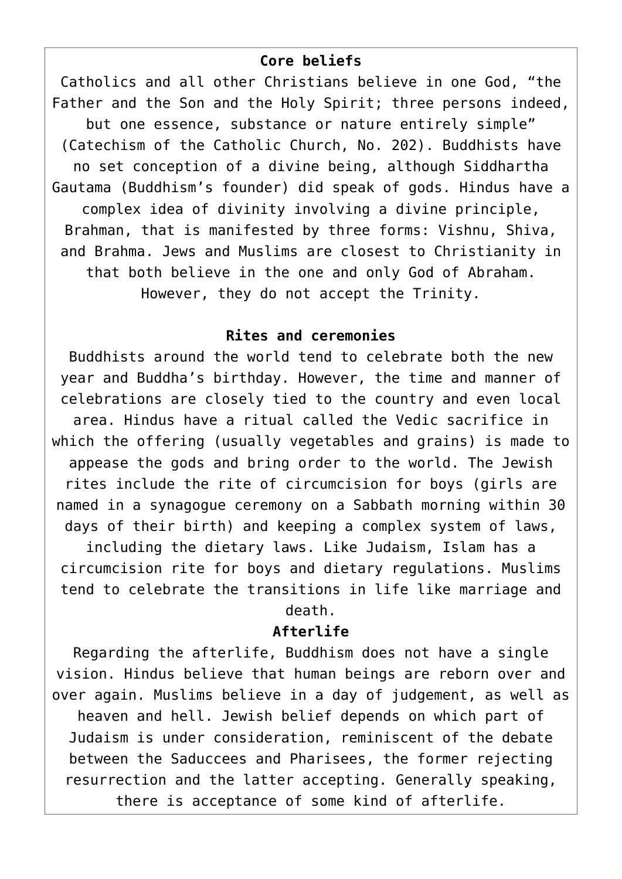## Core beliefs

Catholics and all other Christians believe in one God, “the Father and the Son and the Holy Spirit; three persons indeed, but one essence, substance or nature entirely simple” (Catechism of the Catholic Church, No. 202). Buddhists have no set conception of a divine being, although Siddhartha Gautama (Buddhism’s founder) did speak of gods. Hindus have a complex idea of divinity involving a divine principle, Brahman, that is manifested by three forms: Vishnu, Shiva, and Brahma. Jews and Muslims are closest to Christianity in that both believe in the one and only God of Abraham. However, they do not accept the Trinity.

## Rites and ceremonies

Buddhists around the world tend to celebrate both the new year and Buddha’s birthday. However, the time and manner of celebrations are closely tied to the country and even local area. Hindus have a ritual called the Vedic sacrifice in which the offering (usually vegetables and grains) is made to appease the gods and bring order to the world. The Jewish rites include the rite of circumcision for boys (girls are named in a synagogue ceremony on a Sabbath morning within 30 days of their birth) and keeping a complex system of laws, including the dietary laws. Like Judaism, Islam has a circumcision rite for boys and dietary regulations. Muslims tend to celebrate the transitions in life like marriage and death.

## Afterlife

Regarding the afterlife, Buddhism does not have a single vision. Hindus believe that human beings are reborn over and over again. Muslims believe in a day of judgement, as well as heaven and hell. Jewish belief depends on which part of Judaism is under consideration, reminiscent of the debate between the Saduccees and Pharisees, the former rejecting resurrection and the latter accepting. Generally speaking, there is acceptance of some kind of afterlife.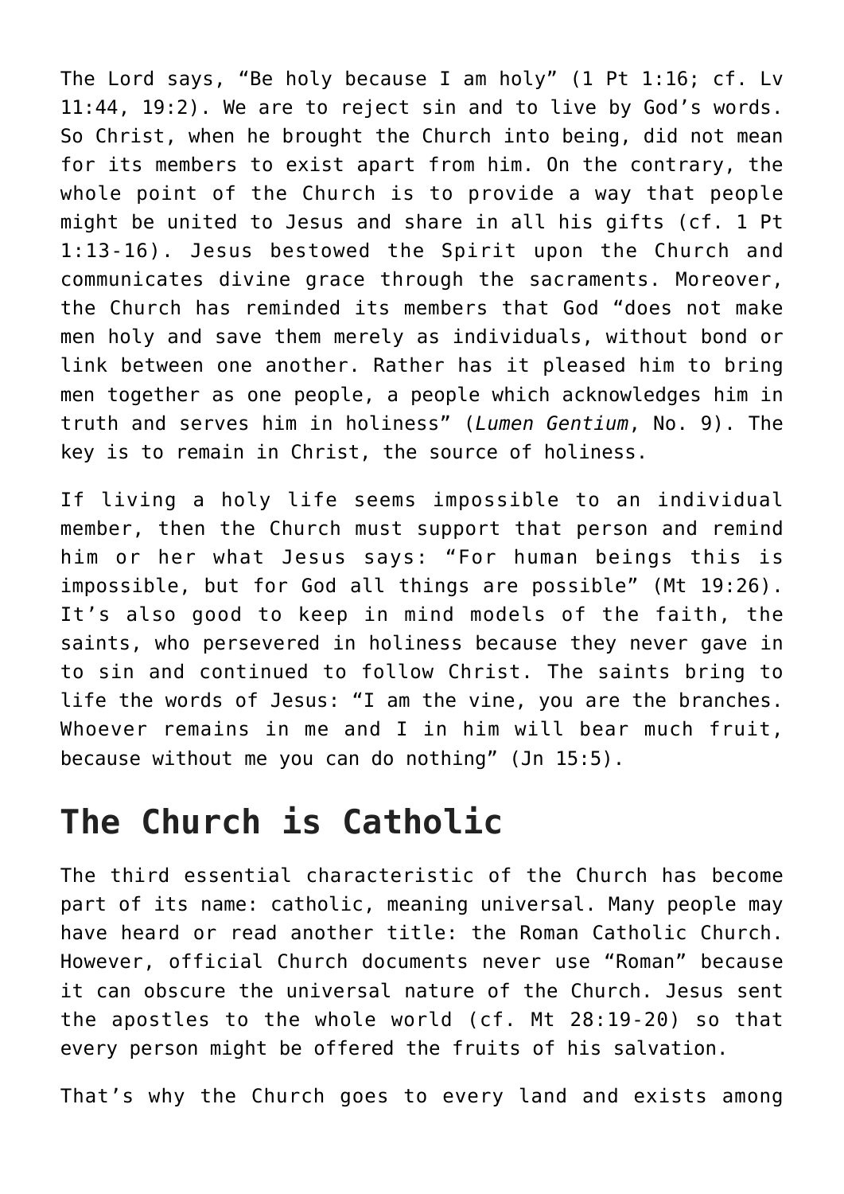The Lord says, "Be holy because I am holy" (1 Pt 1:16; cf. Lv 11:44, 19:2). We are to reject sin and to live by God's words. So Christ, when he brought the Church into being, did not mean for its members to exist apart from him. On the contrary, the whole point of the Church is to provide a way that people might be united to Jesus and share in all his gifts (cf. 1 Pt 1:13-16). Jesus bestowed the Spirit upon the Church and communicates divine grace through the sacraments. Moreover, the Church has reminded its members that God "does not make men holy and save them merely as individuals, without bond or link between one another. Rather has it pleased him to bring men together as one people, a people which acknowledges him in truth and serves him in holiness" (*Lumen Gentium*, No. 9). The key is to remain in Christ, the source of holiness.

If living a holy life seems impossible to an individual member, then the Church must support that person and remind him or her what Jesus says: "For human beings this is impossible, but for God all things are possible" (Mt 19:26). It's also good to keep in mind models of the faith, the saints, who persevered in holiness because they never gave in to sin and continued to follow Christ. The saints bring to life the words of Jesus: "I am the vine, you are the branches. Whoever remains in me and I in him will bear much fruit, because without me you can do nothing" (Jn 15:5).

## The Church is Catholic

The third essential characteristic of the Church has become part of its name: catholic, meaning universal. Many people may have heard or read another title: the Roman Catholic Church. However, official Church documents never use "Roman" because it can obscure the universal nature of the Church. Jesus sent the apostles to the whole world (cf. Mt 28:19-20) so that every person might be offered the fruits of his salvation.

That's why the Church goes to every land and exists among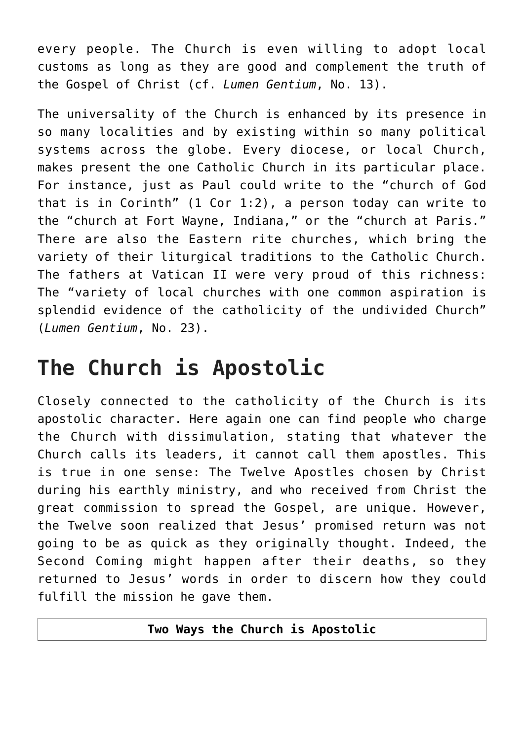every people. The Church is even willing to adopt local customs as long as they are good and complement the truth of the Gospel of Christ (cf. *Lumen Gentium*, No. 13).

The universality of the Church is enhanced by its presence in so many localities and by existing within so many political systems across the globe. Every diocese, or local Church, makes present the one Catholic Church in its particular place. For instance, just as Paul could write to the "church of God that is in Corinth" (1 Cor 1:2), a person today can write to the "church at Fort Wayne, Indiana," or the "church at Paris." There are also the Eastern rite churches, which bring the variety of their liturgical traditions to the Catholic Church. The fathers at Vatican II were very proud of this richness: The "variety of local churches with one common aspiration is splendid evidence of the catholicity of the undivided Church" (*Lumen Gentium*, No. 23).

# The Church is Apostolic

Closely connected to the catholicity of the Church is its apostolic character. Here again one can find people who charge the Church with dissimulation, stating that whatever the Church calls its leaders, it cannot call them apostles. This is true in one sense: The Twelve Apostles chosen by Christ during his earthly ministry, and who received from Christ the great commission to spread the Gospel, are unique. However, the Twelve soon realized that Jesus' promised return was not going to be as quick as they originally thought. Indeed, the Second Coming might happen after their deaths, so they returned to Jesus' words in order to discern how they could fulfill the mission he gave them.

| **Two Ways the Church is Apostolic** |
| --- |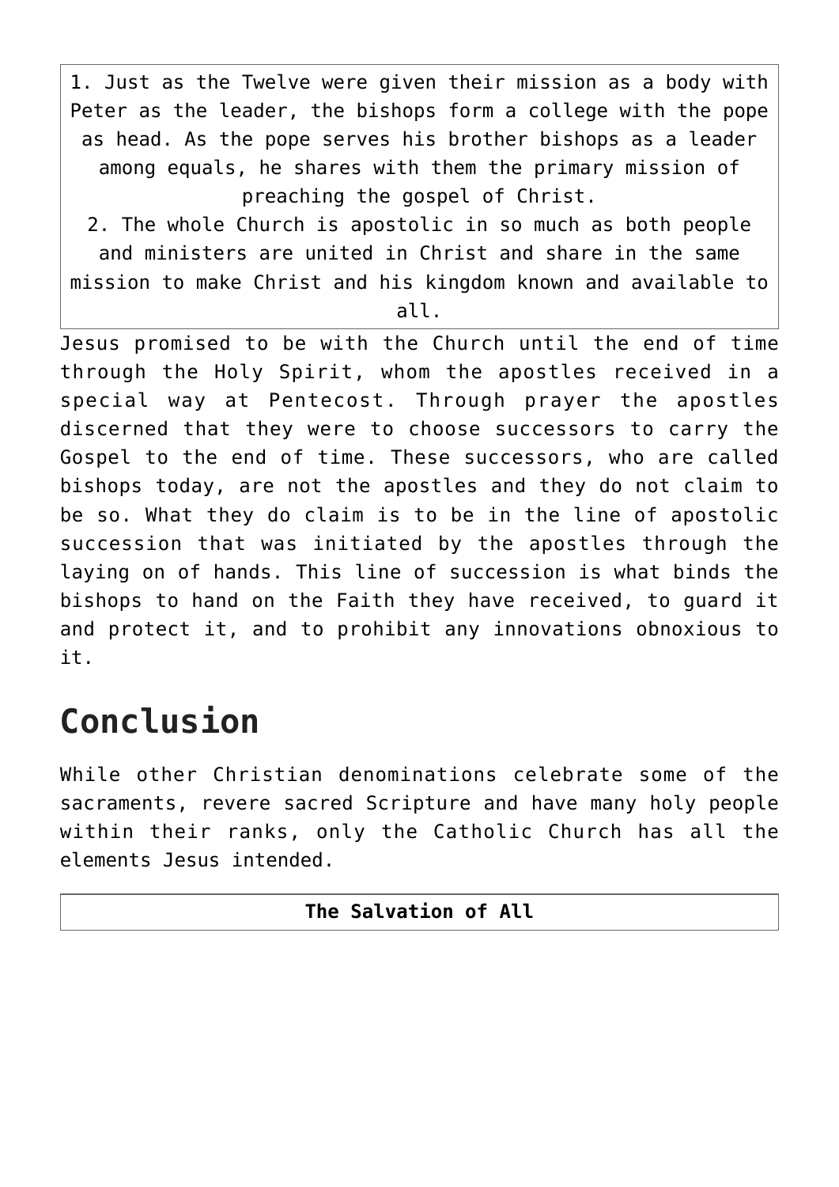| 1. Just as the Twelve were given their mission as a body with Peter as the leader, the bishops form a college with the pope as head. As the pope serves his brother bishops as a leader among equals, he shares with them the primary mission of preaching the gospel of Christ. 2. The whole Church is apostolic in so much as both people and ministers are united in Christ and share in the same mission to make Christ and his kingdom known and available to all. |
|---|

Jesus promised to be with the Church until the end of time through the Holy Spirit, whom the apostles received in a special way at Pentecost. Through prayer the apostles discerned that they were to choose successors to carry the Gospel to the end of time. These successors, who are called bishops today, are not the apostles and they do not claim to be so. What they do claim is to be in the line of apostolic succession that was initiated by the apostles through the laying on of hands. This line of succession is what binds the bishops to hand on the Faith they have received, to guard it and protect it, and to prohibit any innovations obnoxious to it.

# Conclusion

While other Christian denominations celebrate some of the sacraments, revere sacred Scripture and have many holy people within their ranks, only the Catholic Church has all the elements Jesus intended.

| **The Salvation of All** |
|---|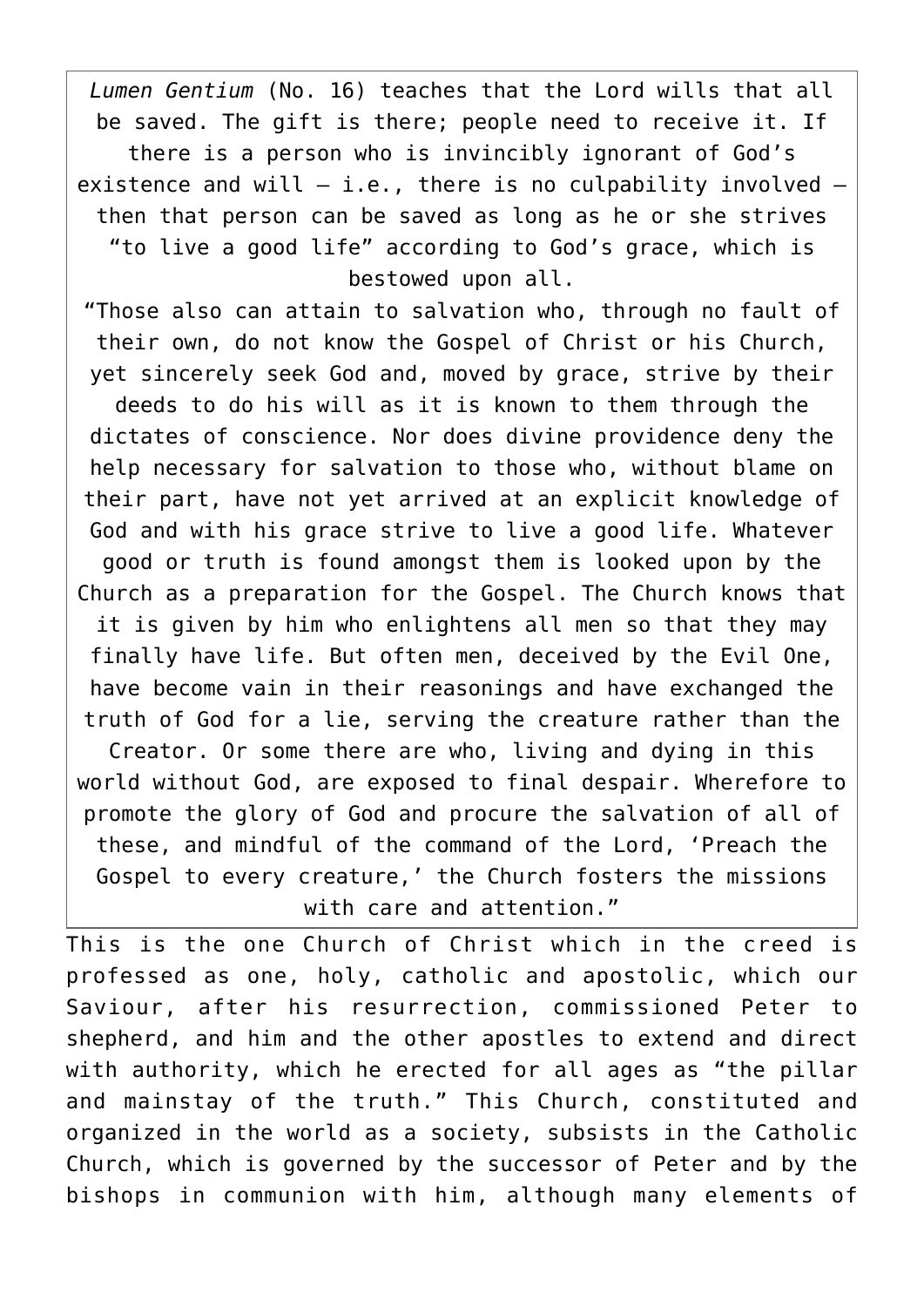*Lumen Gentium* (No. 16) teaches that the Lord wills that all be saved. The gift is there; people need to receive it. If there is a person who is invincibly ignorant of God's existence and will – i.e., there is no culpability involved – then that person can be saved as long as he or she strives "to live a good life" according to God's grace, which is bestowed upon all.

"Those also can attain to salvation who, through no fault of their own, do not know the Gospel of Christ or his Church, yet sincerely seek God and, moved by grace, strive by their deeds to do his will as it is known to them through the dictates of conscience. Nor does divine providence deny the help necessary for salvation to those who, without blame on their part, have not yet arrived at an explicit knowledge of God and with his grace strive to live a good life. Whatever good or truth is found amongst them is looked upon by the Church as a preparation for the Gospel. The Church knows that it is given by him who enlightens all men so that they may finally have life. But often men, deceived by the Evil One, have become vain in their reasonings and have exchanged the truth of God for a lie, serving the creature rather than the Creator. Or some there are who, living and dying in this world without God, are exposed to final despair. Wherefore to promote the glory of God and procure the salvation of all of these, and mindful of the command of the Lord, 'Preach the Gospel to every creature,' the Church fosters the missions with care and attention."

This is the one Church of Christ which in the creed is professed as one, holy, catholic and apostolic, which our Saviour, after his resurrection, commissioned Peter to shepherd, and him and the other apostles to extend and direct with authority, which he erected for all ages as "the pillar and mainstay of the truth." This Church, constituted and organized in the world as a society, subsists in the Catholic Church, which is governed by the successor of Peter and by the bishops in communion with him, although many elements of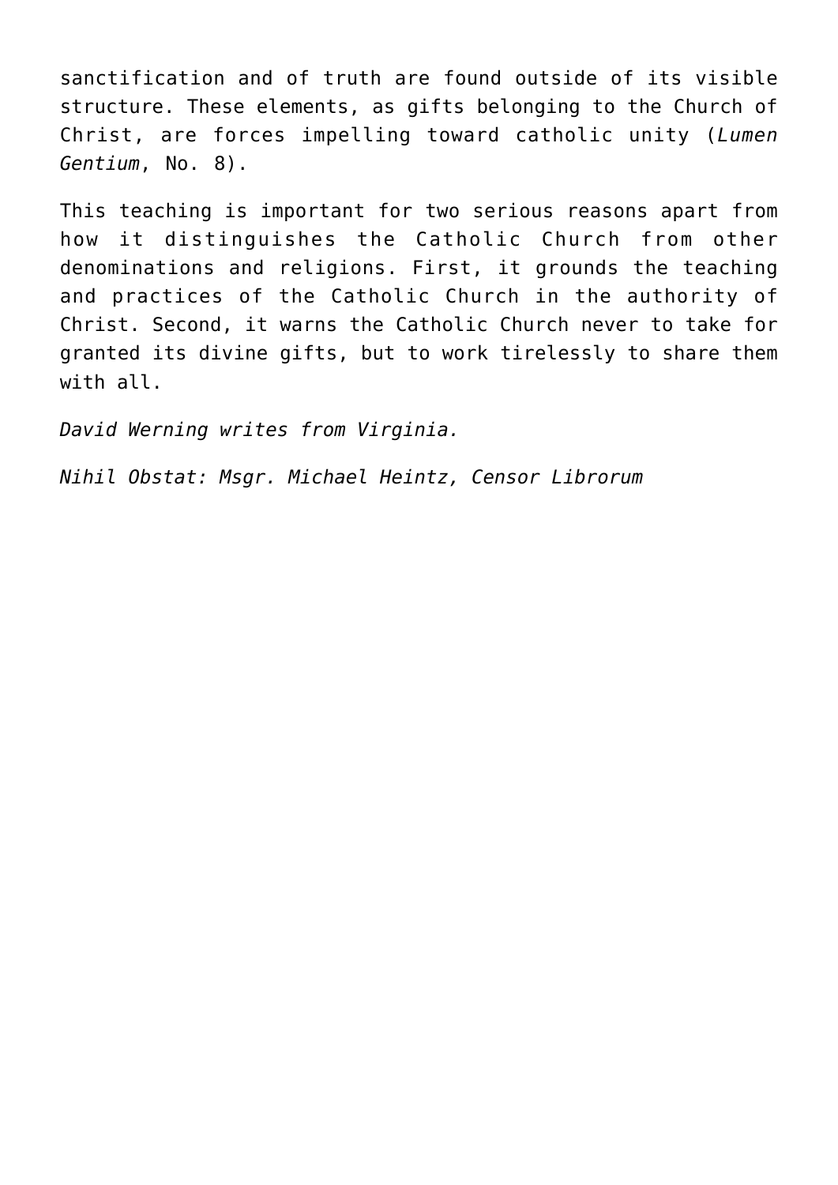sanctification and of truth are found outside of its visible structure. These elements, as gifts belonging to the Church of Christ, are forces impelling toward catholic unity (*Lumen Gentium*, No. 8).

This teaching is important for two serious reasons apart from how it distinguishes the Catholic Church from other denominations and religions. First, it grounds the teaching and practices of the Catholic Church in the authority of Christ. Second, it warns the Catholic Church never to take for granted its divine gifts, but to work tirelessly to share them with all.

*David Werning writes from Virginia.*

*Nihil Obstat: Msgr. Michael Heintz, Censor Librorum*